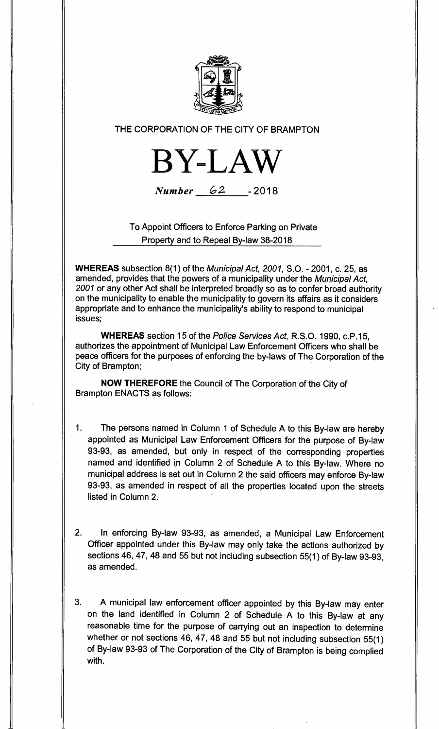THE CORPORATION OF THE CITY OF BRAMPTON

# BY-LAW

*Number* 62 - 2018

To Appoint Officers to Enforce Parking on Private Property and to Repeal By-law 38-2018

**WHEREAS** subsection 8(1) of the *Municipal Act, 2001*, S.O. - 2001, c. 25, as amended, provides that the powers of a municipality under the *Municipal Act, 2001* or any other Act shall be interpreted broadly so as to confer broad authority on the municipality to enable the municipality to govern its affairs as it considers appropriate and to enhance the municipality's ability to respond to municipal issues;

**WHEREAS** section 15 of the *Police Services Act*, R.S.O. 1990, c.P.15, authorizes the appointment of Municipal Law Enforcement Officers who shall be peace officers for the purposes of enforcing the by-laws of The Corporation of the City of Brampton;

**NOW THEREFORE** the Council of The Corporation of the City of Brampton ENACTS as follows:

1. The persons named in Column 1 of Schedule A to this By-law are hereby appointed as Municipal Law Enforcement Officers for the purpose of By-law 93-93, as amended, but only in respect of the corresponding properties named and identified in Column 2 of Schedule A to this By-law. Where no municipal address is set out in Column 2 the said officers may enforce By-law 93-93, as amended in respect of all the properties located upon the streets listed in Column 2.

2. In enforcing By-law 93-93, as amended, a Municipal Law Enforcement Officer appointed under this By-law may only take the actions authorized by sections 46, 47, 48 and 55 but not including subsection 55(1) of By-law 93-93, as amended.

3. A municipal law enforcement officer appointed by this By-law may enter on the land identified in Column 2 of Schedule A to this By-law at any reasonable time for the purpose of carrying out an inspection to determine whether or not sections 46, 47, 48 and 55 but not including subsection 55(1) of By-law 93-93 of The Corporation of the City of Brampton is being complied with.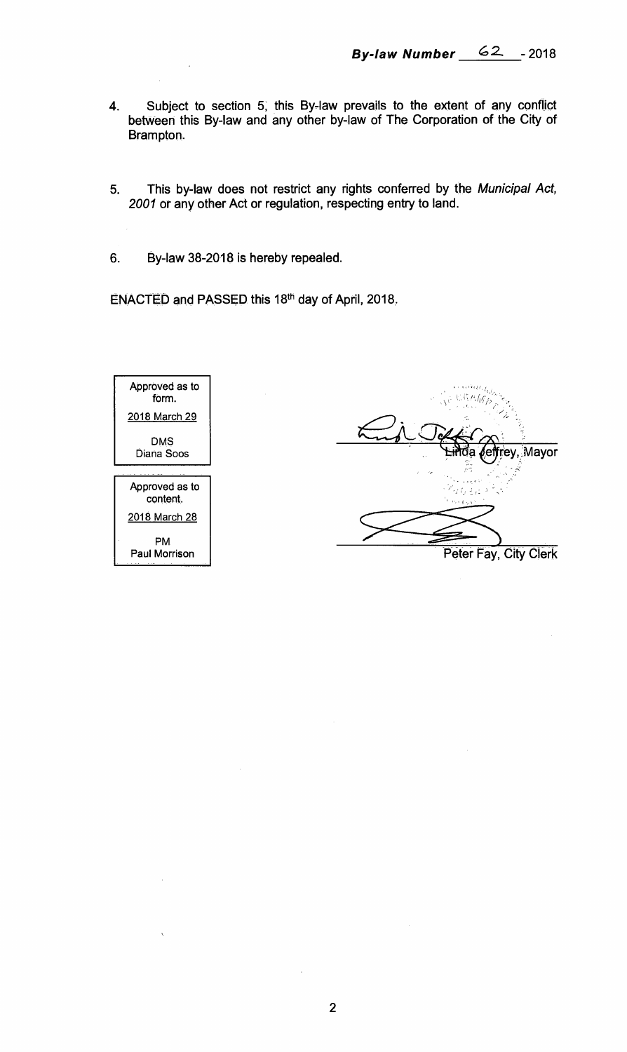**By-law Number 62 - 2018**

4. Subject to section 5, this By-law prevails to the extent of any conflict between this By-law and any other by-law of The Corporation of the City of Brampton.

5. This by-law does not restrict any rights conferred by the *Municipal Act, 2001* or any other Act or regulation, respecting entry to land.

6. By-law 38-2018 is hereby repealed.

ENACTED and PASSED this 18th day of April, 2018.

| Approved as to form. |
|---|
| 2018 March 29 |
| DMS Diana Soos |

| Approved as to content. |
|---|
| 2018 March 28 |
| PM Paul Morrison |

Linda Jeffrey, Mayor

Peter Fay, City Clerk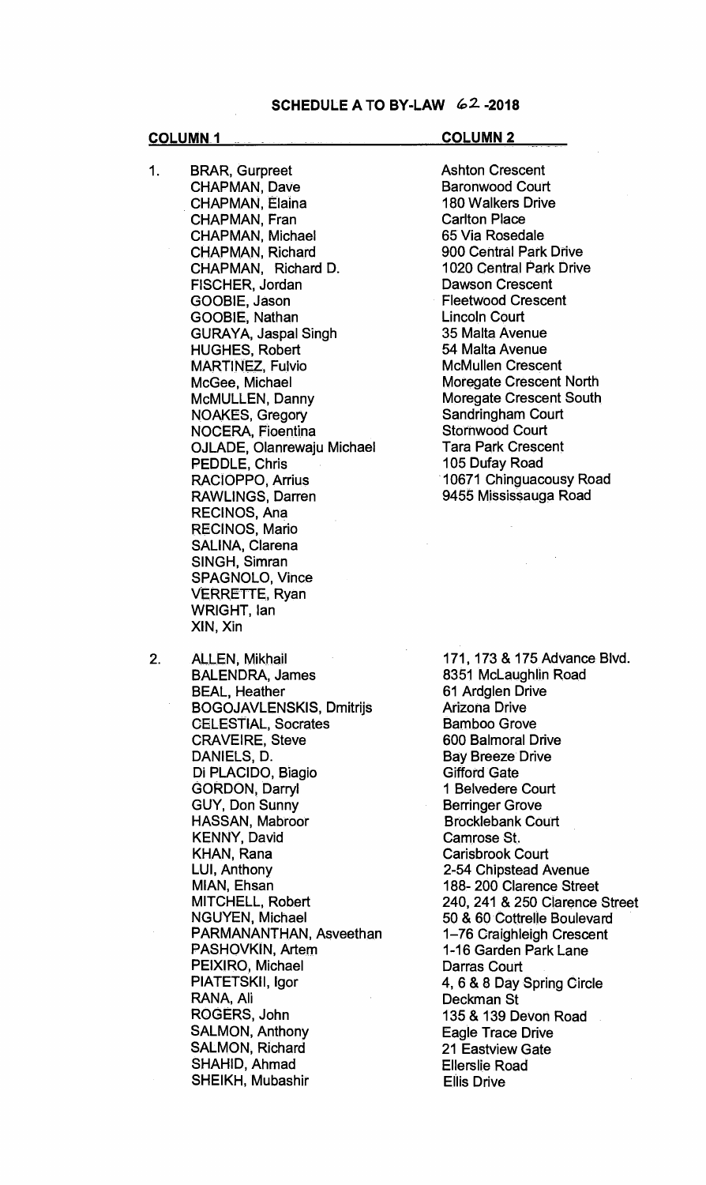## SCHEDULE A TO BY-LAW 62-2018

| | COLUMN 1 | COLUMN 2 |
|---|---|---|
| 1. | BRAR, Gurpreet | Ashton Crescent |
| | CHAPMAN, Dave | Baronwood Court |
| | CHAPMAN, Elaina | 180 Walkers Drive |
| | CHAPMAN, Fran | Carlton Place |
| | CHAPMAN, Michael | 65 Via Rosedale |
| | CHAPMAN, Richard | 900 Central Park Drive |
| | CHAPMAN, Richard D. | 1020 Central Park Drive |
| | FISCHER, Jordan | Dawson Crescent |
| | GOOBIE, Jason | Fleetwood Crescent |
| | GOOBIE, Nathan | Lincoln Court |
| | GURAYA, Jaspal Singh | 35 Malta Avenue |
| | HUGHES, Robert | 54 Malta Avenue |
| | MARTINEZ, Fulvio | McMullen Crescent |
| | McGee, Michael | Moregate Crescent North |
| | McMULLEN, Danny | Moregate Crescent South |
| | NOAKES, Gregory | Sandringham Court |
| | NOCERA, Fioentina | Stornwood Court |
| | OJLADE, Olanrewaju Michael | Tara Park Crescent |
| | PEDDLE, Chris | 105 Dufay Road |
| | RACIOPPO, Arrius | 10671 Chinguacousy Road |
| | RAWLINGS, Darren | 9455 Mississauga Road |
| | RECINOS, Ana | |
| | RECINOS, Mario | |
| | SALINA, Clarena | |
| | SINGH, Simran | |
| | SPAGNOLO, Vince | |
| | VERRETTE, Ryan | |
| | WRIGHT, Ian | |
| | XIN, Xin | |
| 2. | ALLEN, Mikhail | 171, 173 & 175 Advance Blvd. |
| | BALENDRA, James | 8351 McLaughlin Road |
| | BEAL, Heather | 61 Ardglen Drive |
| | BOGOJAVLENSKIS, Dmitrijs | Arizona Drive |
| | CELESTIAL, Socrates | Bamboo Grove |
| | CRAVEIRE, Steve | 600 Balmoral Drive |
| | DANIELS, D. | Bay Breeze Drive |
| | Di PLACIDO, Biagio | Gifford Gate |
| | GORDON, Darryl | 1 Belvedere Court |
| | GUY, Don Sunny | Berringer Grove |
| | HASSAN, Mabroor | Brocklebank Court |
| | KENNY, David | Camrose St. |
| | KHAN, Rana | Carisbrook Court |
| | LUI, Anthony | 2-54 Chipstead Avenue |
| | MIAN, Ehsan | 188- 200 Clarence Street |
| | MITCHELL, Robert | 240, 241 & 250 Clarence Street |
| | NGUYEN, Michael | 50 & 60 Cottrelle Boulevard |
| | PARMANANTHAN, Asveethan | 1–76 Craighleigh Crescent |
| | PASHOVKIN, Artem | 1-16 Garden Park Lane |
| | PEIXIRO, Michael | Darras Court |
| | PIATETSKII, Igor | 4, 6 & 8 Day Spring Circle |
| | RANA, Ali | Deckman St |
| | ROGERS, John | 135 & 139 Devon Road |
| | SALMON, Anthony | Eagle Trace Drive |
| | SALMON, Richard | 21 Eastview Gate |
| | SHAHID, Ahmad | Ellerslie Road |
| | SHEIKH, Mubashir | Ellis Drive |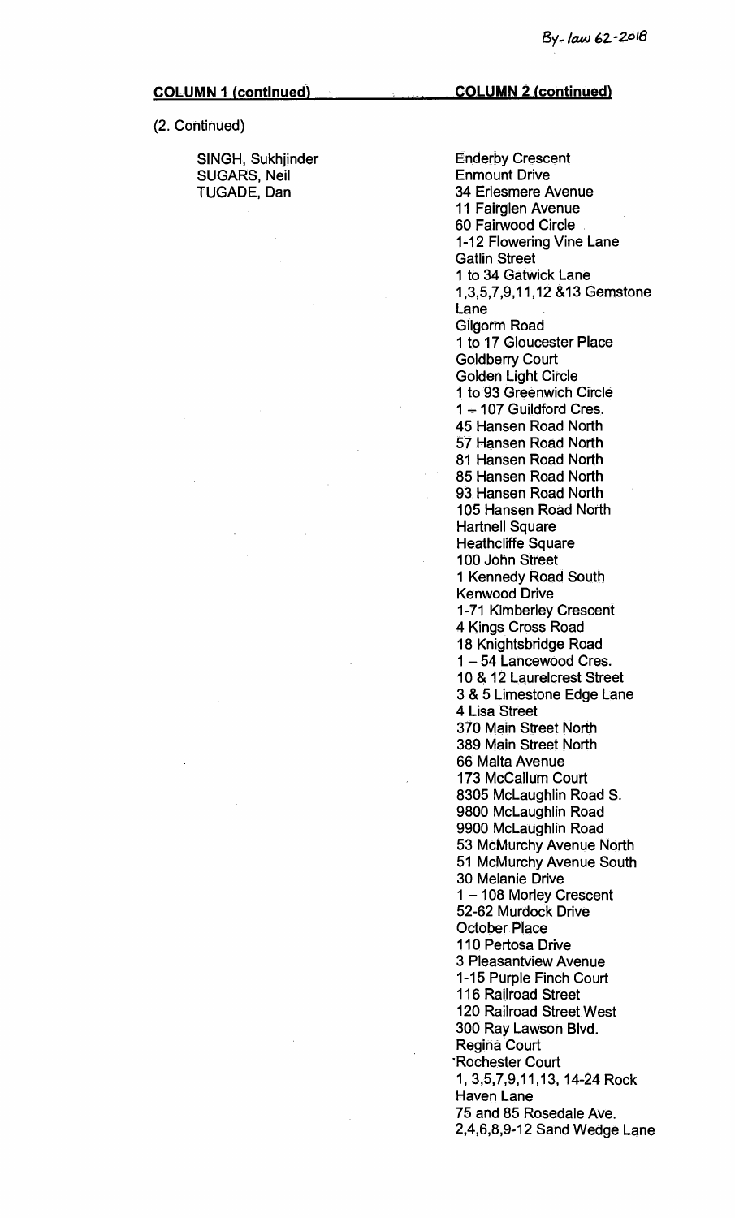**COLUMN 1 (continued)**

(2. Continued)

SINGH, Sukhjinder
SUGARS, Neil
TUGADE, Dan

**COLUMN 2 (continued)**

Enderby Crescent
Enmount Drive
34 Erlesmere Avenue
11 Fairglen Avenue
60 Fairwood Circle
1-12 Flowering Vine Lane
Gatlin Street
1 to 34 Gatwick Lane
1,3,5,7,9,11,12 &13 Gemstone Lane
Gilgorm Road
1 to 17 Gloucester Place
Goldberry Court
Golden Light Circle
1 to 93 Greenwich Circle
1 – 107 Guildford Cres.
45 Hansen Road North
57 Hansen Road North
81 Hansen Road North
85 Hansen Road North
93 Hansen Road North
105 Hansen Road North
Hartnell Square
Heathcliffe Square
100 John Street
1 Kennedy Road South
Kenwood Drive
1-71 Kimberley Crescent
4 Kings Cross Road
18 Knightsbridge Road
1 – 54 Lancewood Cres.
10 & 12 Laurelcrest Street
3 & 5 Limestone Edge Lane
4 Lisa Street
370 Main Street North
389 Main Street North
66 Malta Avenue
173 McCallum Court
8305 McLaughlin Road S.
9800 McLaughlin Road
9900 McLaughlin Road
53 McMurchy Avenue North
51 McMurchy Avenue South
30 Melanie Drive
1 – 108 Morley Crescent
52-62 Murdock Drive
October Place
110 Pertosa Drive
3 Pleasantview Avenue
1-15 Purple Finch Court
116 Railroad Street
120 Railroad Street West
300 Ray Lawson Blvd.
Regina Court
Rochester Court
1, 3,5,7,9,11,13, 14-24 Rock Haven Lane
75 and 85 Rosedale Ave.
2,4,6,8,9-12 Sand Wedge Lane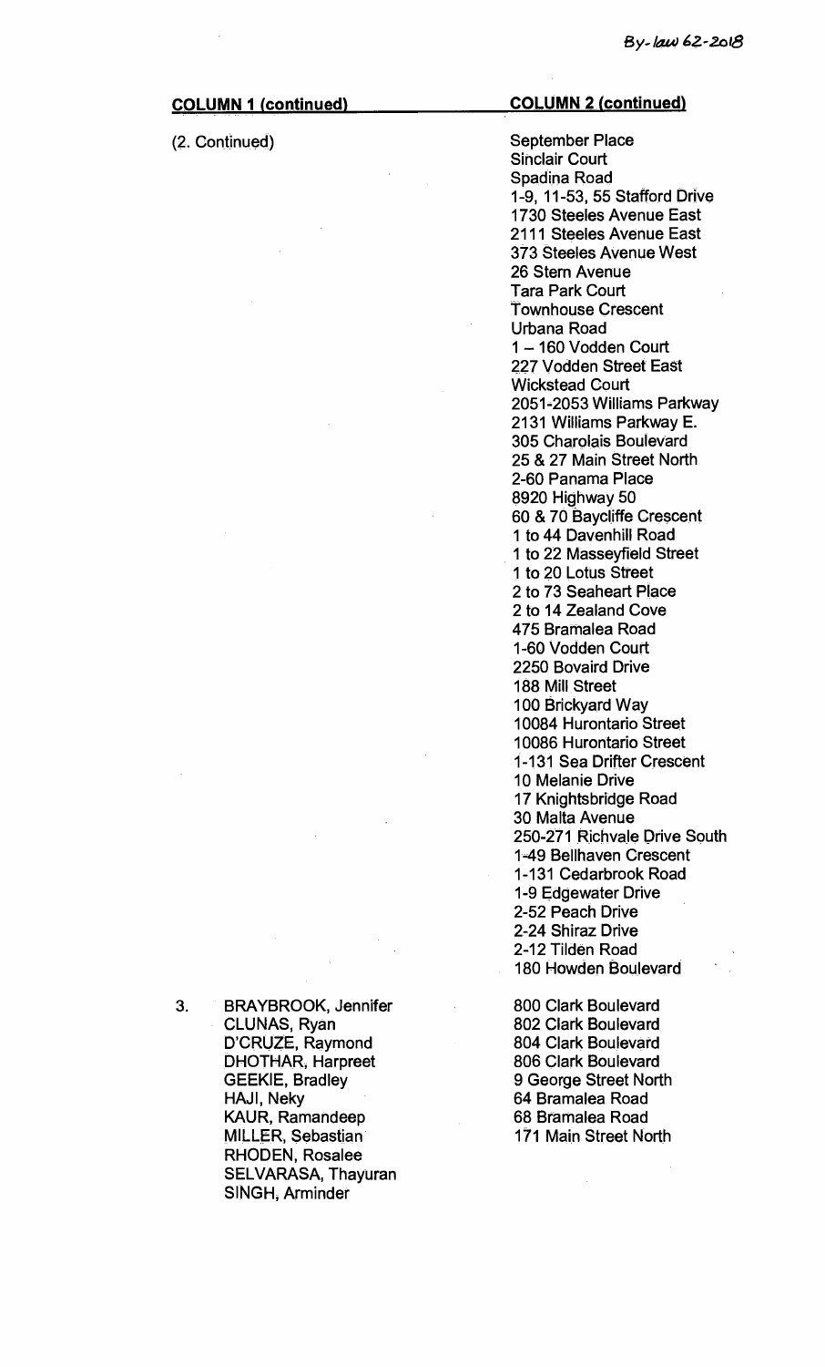| COLUMN 1 (continued) | COLUMN 2 (continued) |
|---|---|
| (2. Continued) | September Place<br>Sinclair Court<br>Spadina Road<br>1-9, 11-53, 55 Stafford Drive<br>1730 Steeles Avenue East<br>2111 Steeles Avenue East<br>373 Steeles Avenue West<br>26 Stern Avenue<br>Tara Park Court<br>Townhouse Crescent<br>Urbana Road<br>1 – 160 Vodden Court<br>227 Vodden Street East<br>Wickstead Court<br>2051-2053 Williams Parkway<br>2131 Williams Parkway E.<br>305 Charolais Boulevard<br>25 & 27 Main Street North<br>2-60 Panama Place<br>8920 Highway 50<br>60 & 70 Baycliffe Crescent<br>1 to 44 Davenhill Road<br>1 to 22 Masseyfield Street<br>1 to 20 Lotus Street<br>2 to 73 Seaheart Place<br>2 to 14 Zealand Cove<br>475 Bramalea Road<br>1-60 Vodden Court<br>2250 Bovaird Drive<br>188 Mill Street<br>100 Brickyard Way<br>10084 Hurontario Street<br>10086 Hurontario Street<br>1-131 Sea Drifter Crescent<br>10 Melanie Drive<br>17 Knightsbridge Road<br>30 Malta Avenue<br>250-271 Richvale Drive South<br>1-49 Bellhaven Crescent<br>1-131 Cedarbrook Road<br>1-9 Edgewater Drive<br>2-52 Peach Drive<br>2-24 Shiraz Drive<br>2-12 Tilden Road<br>180 Howden Boulevard |
| 3. BRAYBROOK, Jennifer<br>CLUNAS, Ryan<br>D'CRUZE, Raymond<br>DHOTHAR, Harpreet<br>GEEKIE, Bradley<br>HAJI, Neky<br>KAUR, Ramandeep<br>MILLER, Sebastian<br>RHODEN, Rosalee<br>SELVARASA, Thayuran<br>SINGH, Arminder | 800 Clark Boulevard<br>802 Clark Boulevard<br>804 Clark Boulevard<br>806 Clark Boulevard<br>9 George Street North<br>64 Bramalea Road<br>68 Bramalea Road<br>171 Main Street North |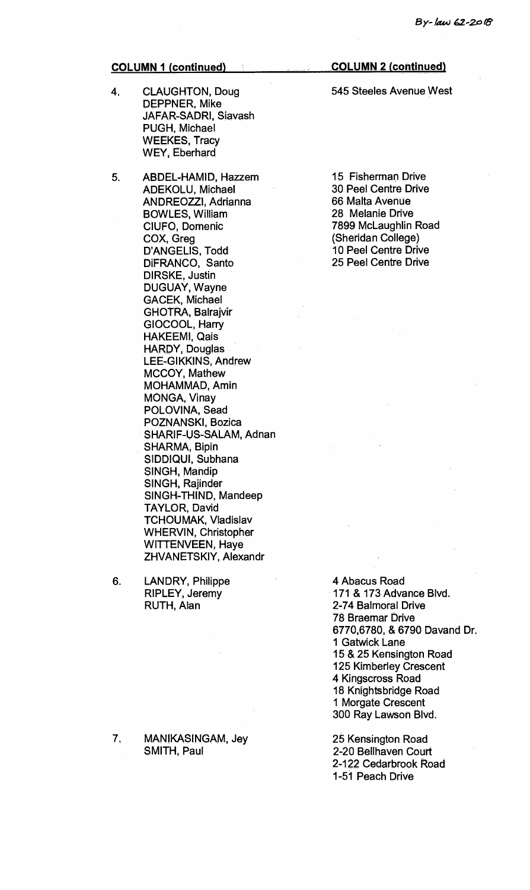| COLUMN 1 (continued) | | COLUMN 2 (continued) |
|---|---|---|
| 4. | CLAUGHTON, Doug<br>DEPPNER, Mike<br>JAFAR-SADRI, Siavash<br>PUGH, Michael<br>WEEKES, Tracy<br>WEY, Eberhard | 545 Steeles Avenue West |
| 5. | ABDEL-HAMID, Hazzem<br>ADEKOLU, Michael<br>ANDREOZZI, Adrianna<br>BOWLES, William<br>CIUFO, Domenic<br>COX, Greg<br>D'ANGELIS, Todd<br>DiFRANCO, Santo<br>DIRSKE, Justin<br>DUGUAY, Wayne<br>GACEK, Michael<br>GHOTRA, Balrajvir<br>GIOCOOL, Harry<br>HAKEEMI, Qais<br>HARDY, Douglas<br>LEE-GIKKINS, Andrew<br>MCCOY, Mathew<br>MOHAMMAD, Amin<br>MONGA, Vinay<br>POLOVINA, Sead<br>POZNANSKI, Bozica<br>SHARIF-US-SALAM, Adnan<br>SHARMA, Bipin<br>SIDDIQUI, Subhana<br>SINGH, Mandip<br>SINGH, Rajinder<br>SINGH-THIND, Mandeep<br>TAYLOR, David<br>TCHOUMAK, Vladislav<br>WHERVIN, Christopher<br>WITTENVEEN, Haye<br>ZHVANETSKIY, Alexandr | 15 Fisherman Drive<br>30 Peel Centre Drive<br>66 Malta Avenue<br>28 Melanie Drive<br>7899 McLaughlin Road<br>(Sheridan College)<br>10 Peel Centre Drive<br>25 Peel Centre Drive |
| 6. | LANDRY, Philippe<br>RIPLEY, Jeremy<br>RUTH, Alan | 4 Abacus Road<br>171 & 173 Advance Blvd.<br>2-74 Balmoral Drive<br>78 Braemar Drive<br>6770,6780, & 6790 Davand Dr.<br>1 Gatwick Lane<br>15 & 25 Kensington Road<br>125 Kimberley Crescent<br>4 Kingscross Road<br>18 Knightsbridge Road<br>1 Morgate Crescent<br>300 Ray Lawson Blvd. |
| 7. | MANIKASINGAM, Jey<br>SMITH, Paul | 25 Kensington Road<br>2-20 Bellhaven Court<br>2-122 Cedarbrook Road<br>1-51 Peach Drive |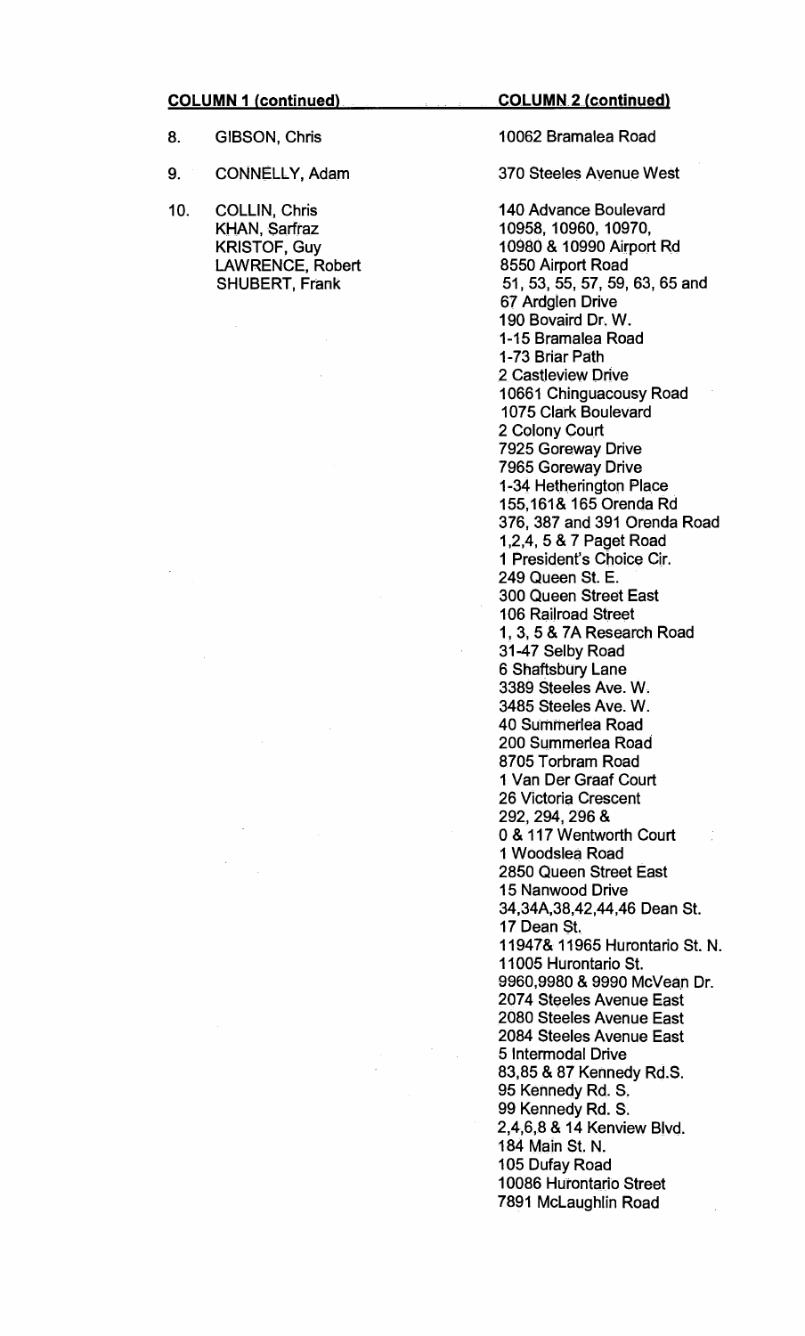| COLUMN 1 (continued) | | COLUMN 2 (continued) |
|---|---|---|
| 8. | GIBSON, Chris | 10062 Bramalea Road |
| 9. | CONNELLY, Adam | 370 Steeles Avenue West |
| 10. | COLLIN, Chris<br>KHAN, Sarfraz<br>KRISTOF, Guy<br>LAWRENCE, Robert<br>SHUBERT, Frank | 140 Advance Boulevard<br>10958, 10960, 10970,<br>10980 & 10990 Airport Rd<br>8550 Airport Road<br>51, 53, 55, 57, 59, 63, 65 and<br>67 Ardglen Drive<br>190 Bovaird Dr. W.<br>1-15 Bramalea Road<br>1-73 Briar Path<br>2 Castleview Drive<br>10661 Chinguacousy Road<br>1075 Clark Boulevard<br>2 Colony Court<br>7925 Goreway Drive<br>7965 Goreway Drive<br>1-34 Hetherington Place<br>155,161& 165 Orenda Rd<br>376, 387 and 391 Orenda Road<br>1,2,4, 5 & 7 Paget Road<br>1 President's Choice Cir.<br>249 Queen St. E.<br>300 Queen Street East<br>106 Railroad Street<br>1, 3, 5 & 7A Research Road<br>31-47 Selby Road<br>6 Shaftsbury Lane<br>3389 Steeles Ave. W.<br>3485 Steeles Ave. W.<br>40 Summerlea Road<br>200 Summerlea Road<br>8705 Torbram Road<br>1 Van Der Graaf Court<br>26 Victoria Crescent<br>292, 294, 296 &<br>0 & 117 Wentworth Court<br>1 Woodslea Road<br>2850 Queen Street East<br>15 Nanwood Drive<br>34,34A,38,42,44,46 Dean St.<br>17 Dean St.<br>11947& 11965 Hurontario St. N.<br>11005 Hurontario St.<br>9960,9980 & 9990 McVean Dr.<br>2074 Steeles Avenue East<br>2080 Steeles Avenue East<br>2084 Steeles Avenue East<br>5 Intermodal Drive<br>83,85 & 87 Kennedy Rd.S.<br>95 Kennedy Rd. S.<br>99 Kennedy Rd. S.<br>2,4,6,8 & 14 Kenview Blvd.<br>184 Main St. N.<br>105 Dufay Road<br>10086 Hurontario Street<br>7891 McLaughlin Road |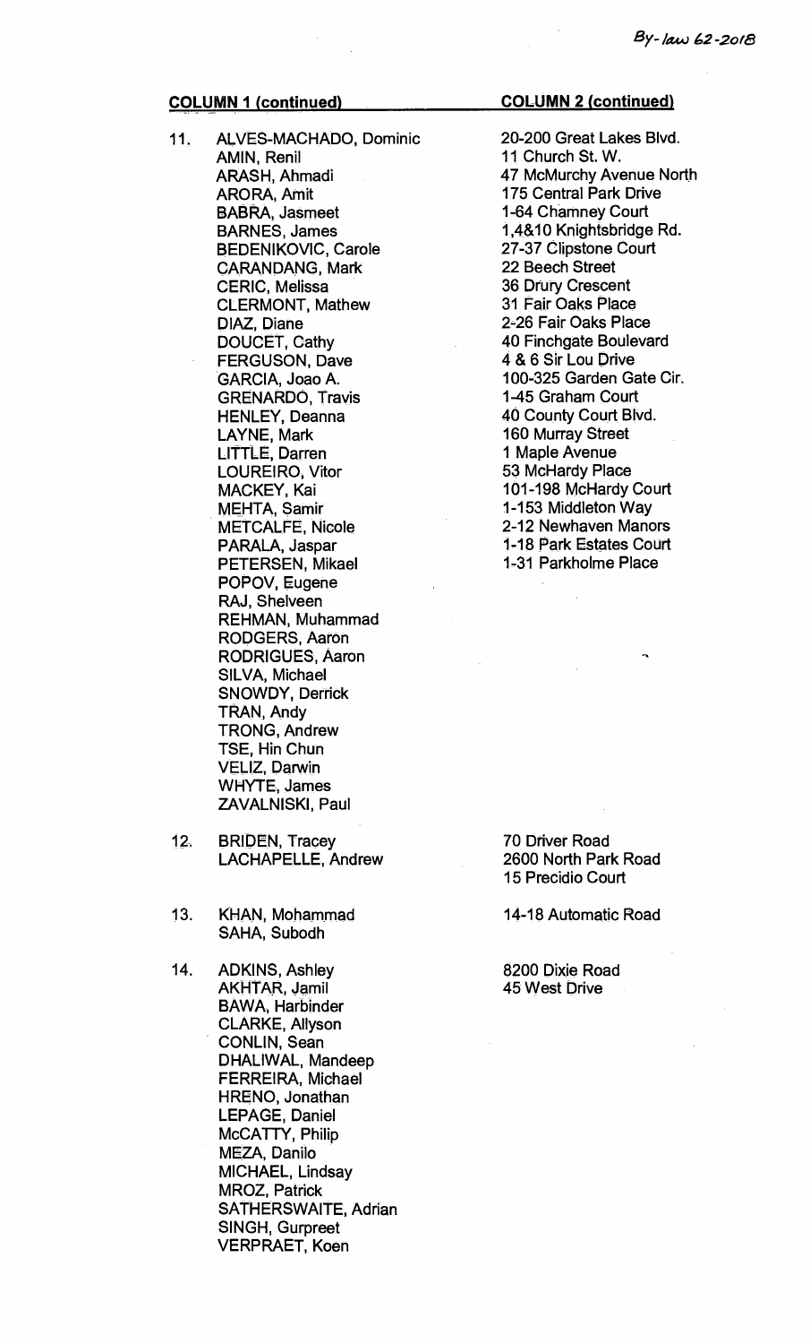| | COLUMN 1 (continued) | COLUMN 2 (continued) |
|---|---|---|
| 11. | ALVES-MACHADO, Dominic | 20-200 Great Lakes Blvd. |
| | AMIN, Renil | 11 Church St. W. |
| | ARASH, Ahmadi | 47 McMurchy Avenue North |
| | ARORA, Amit | 175 Central Park Drive |
| | BABRA, Jasmeet | 1-64 Chamney Court |
| | BARNES, James | 1,4&10 Knightsbridge Rd. |
| | BEDENIKOVIC, Carole | 27-37 Clipstone Court |
| | CARANDANG, Mark | 22 Beech Street |
| | CERIC, Melissa | 36 Drury Crescent |
| | CLERMONT, Mathew | 31 Fair Oaks Place |
| | DIAZ, Diane | 2-26 Fair Oaks Place |
| | DOUCET, Cathy | 40 Finchgate Boulevard |
| | FERGUSON, Dave | 4 & 6 Sir Lou Drive |
| | GARCIA, Joao A. | 100-325 Garden Gate Cir. |
| | GRENARDO, Travis | 1-45 Graham Court |
| | HENLEY, Deanna | 40 County Court Blvd. |
| | LAYNE, Mark | 160 Murray Street |
| | LITTLE, Darren | 1 Maple Avenue |
| | LOUREIRO, Vitor | 53 McHardy Place |
| | MACKEY, Kai | 101-198 McHardy Court |
| | MEHTA, Samir | 1-153 Middleton Way |
| | METCALFE, Nicole | 2-12 Newhaven Manors |
| | PARALA, Jaspar | 1-18 Park Estates Court |
| | PETERSEN, Mikael | 1-31 Parkholme Place |
| | POPOV, Eugene | |
| | RAJ, Shelveen | |
| | REHMAN, Muhammad | |
| | RODGERS, Aaron | |
| | RODRIGUES, Aaron | |
| | SILVA, Michael | |
| | SNOWDY, Derrick | |
| | TRAN, Andy | |
| | TRONG, Andrew | |
| | TSE, Hin Chun | |
| | VELIZ, Darwin | |
| | WHYTE, James | |
| | ZAVALNISKI, Paul | |
| 12. | BRIDEN, Tracey | 70 Driver Road |
| | LACHAPELLE, Andrew | 2600 North Park Road |
| | | 15 Precidio Court |
| 13. | KHAN, Mohammad | 14-18 Automatic Road |
| | SAHA, Subodh | |
| 14. | ADKINS, Ashley | 8200 Dixie Road |
| | AKHTAR, Jamil | 45 West Drive |
| | BAWA, Harbinder | |
| | CLARKE, Allyson | |
| | CONLIN, Sean | |
| | DHALIWAL, Mandeep | |
| | FERREIRA, Michael | |
| | HRENO, Jonathan | |
| | LEPAGE, Daniel | |
| | McCATTY, Philip | |
| | MEZA, Danilo | |
| | MICHAEL, Lindsay | |
| | MROZ, Patrick | |
| | SATHERSWAITE, Adrian | |
| | SINGH, Gurpreet | |
| | VERPRAET, Koen | |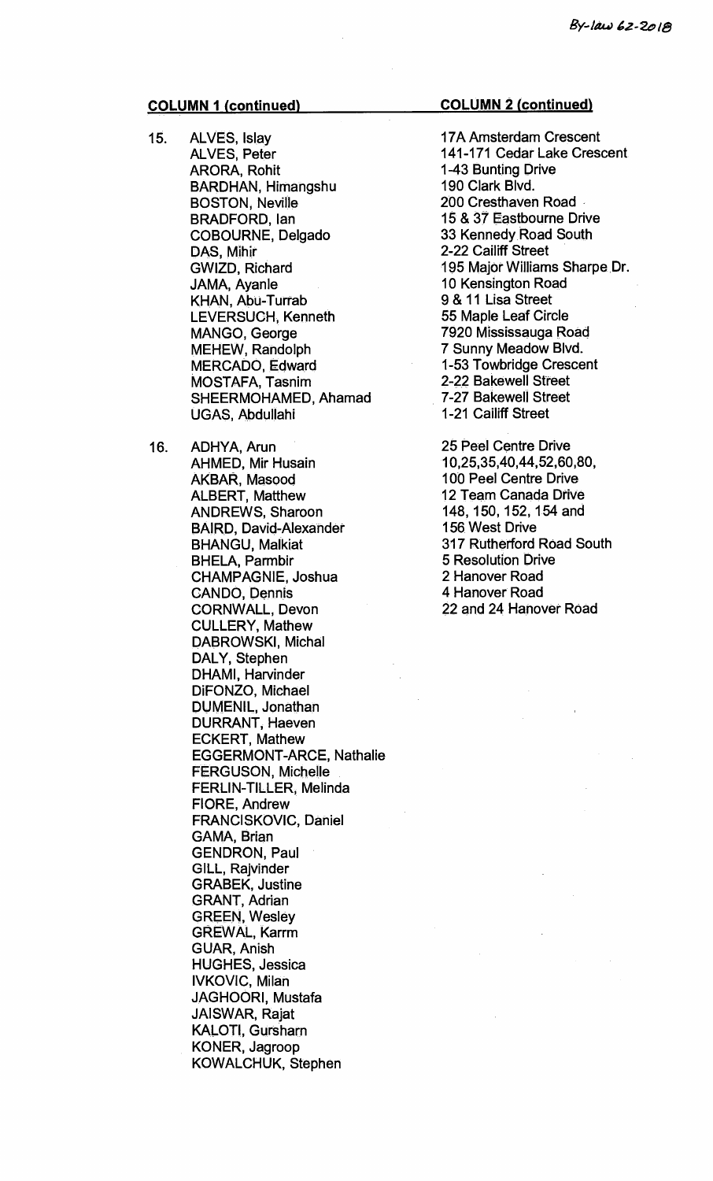| COLUMN 1 (continued) | | COLUMN 2 (continued) |
|---|---|---|
| 15. | ALVES, Islay<br>ALVES, Peter<br>ARORA, Rohit<br>BARDHAN, Himangshu<br>BOSTON, Neville<br>BRADFORD, Ian<br>COBOURNE, Delgado<br>DAS, Mihir<br>GWIZD, Richard<br>JAMA, Ayanle<br>KHAN, Abu-Turrab<br>LEVERSUCH, Kenneth<br>MANGO, George<br>MEHEW, Randolph<br>MERCADO, Edward<br>MOSTAFA, Tasnim<br>SHEERMOHAMED, Ahamad<br>UGAS, Abdullahi | 17A Amsterdam Crescent<br>141-171 Cedar Lake Crescent<br>1-43 Bunting Drive<br>190 Clark Blvd.<br>200 Cresthaven Road<br>15 & 37 Eastbourne Drive<br>33 Kennedy Road South<br>2-22 Cailiff Street<br>195 Major Williams Sharpe Dr.<br>10 Kensington Road<br>9 & 11 Lisa Street<br>55 Maple Leaf Circle<br>7920 Mississauga Road<br>7 Sunny Meadow Blvd.<br>1-53 Towbridge Crescent<br>2-22 Bakewell Street<br>7-27 Bakewell Street<br>1-21 Cailiff Street |
| 16. | ADHYA, Arun<br>AHMED, Mir Husain<br>AKBAR, Masood<br>ALBERT, Matthew<br>ANDREWS, Sharoon<br>BAIRD, David-Alexander<br>BHANGU, Malkiat<br>BHELA, Parmbir<br>CHAMPAGNIE, Joshua<br>CANDO, Dennis<br>CORNWALL, Devon<br>CULLERY, Mathew<br>DABROWSKI, Michal<br>DALY, Stephen<br>DHAMI, Harvinder<br>DiFONZO, Michael<br>DUMENIL, Jonathan<br>DURRANT, Haeven<br>ECKERT, Mathew<br>EGGERMONT-ARCE, Nathalie<br>FERGUSON, Michelle<br>FERLIN-TILLER, Melinda<br>FIORE, Andrew<br>FRANCISKOVIC, Daniel<br>GAMA, Brian<br>GENDRON, Paul<br>GILL, Rajvinder<br>GRABEK, Justine<br>GRANT, Adrian<br>GREEN, Wesley<br>GREWAL, Karrm<br>GUAR, Anish<br>HUGHES, Jessica<br>IVKOVIC, Milan<br>JAGHOORI, Mustafa<br>JAISWAR, Rajat<br>KALOTI, Gursharn<br>KONER, Jagroop<br>KOWALCHUK, Stephen | 25 Peel Centre Drive<br>10,25,35,40,44,52,60,80,<br>100 Peel Centre Drive<br>12 Team Canada Drive<br>148, 150, 152, 154 and<br>156 West Drive<br>317 Rutherford Road South<br>5 Resolution Drive<br>2 Hanover Road<br>4 Hanover Road<br>22 and 24 Hanover Road |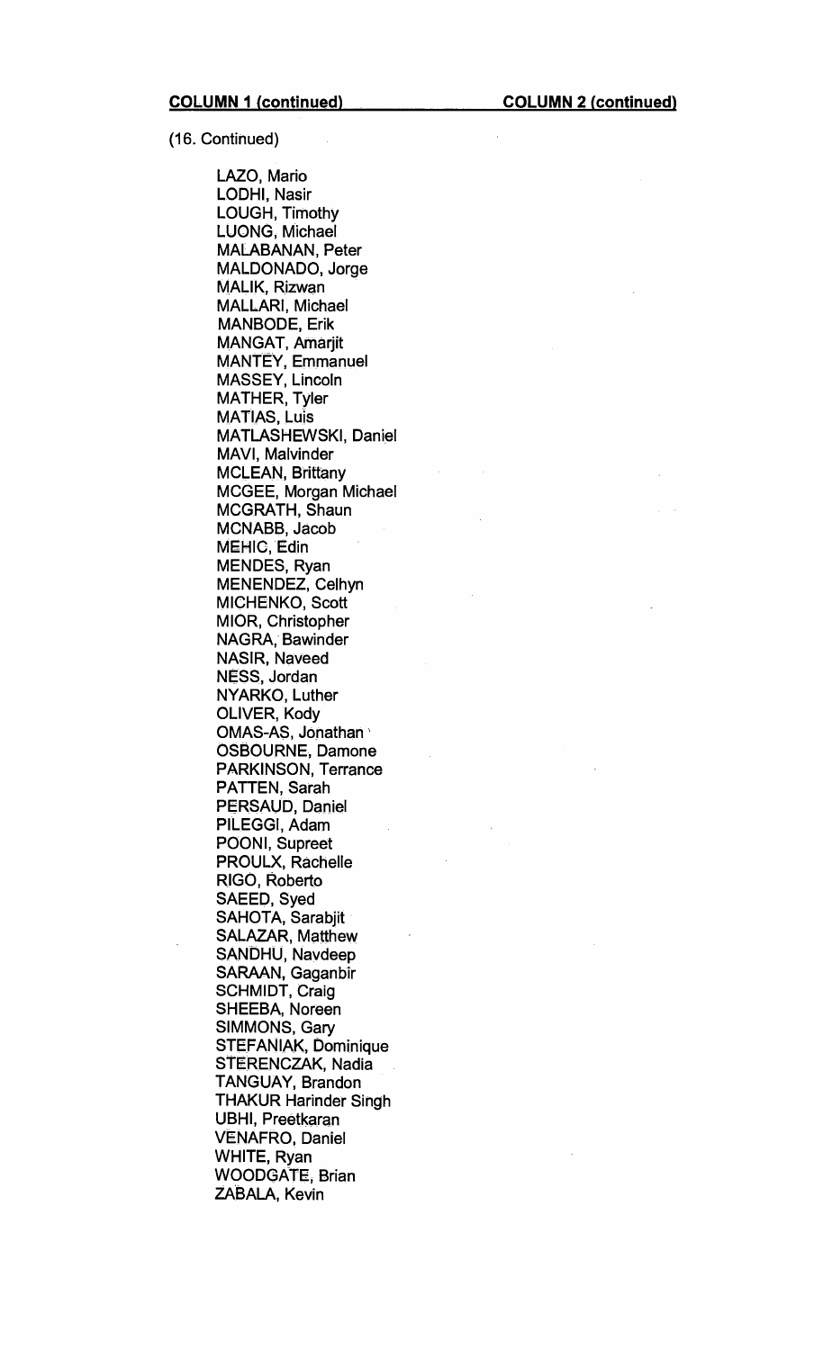**COLUMN 1 (continued)** **COLUMN 2 (continued)**

(16. Continued)

LAZO, Mario
LODHI, Nasir
LOUGH, Timothy
LUONG, Michael
MALABANAN, Peter
MALDONADO, Jorge
MALIK, Rizwan
MALLARI, Michael
MANBODE, Erik
MANGAT, Amarjit
MANTEY, Emmanuel
MASSEY, Lincoln
MATHER, Tyler
MATIAS, Luis
MATLASHEWSKI, Daniel
MAVI, Malvinder
MCLEAN, Brittany
MCGEE, Morgan Michael
MCGRATH, Shaun
MCNABB, Jacob
MEHIC, Edin
MENDES, Ryan
MENENDEZ, Celhyn
MICHENKO, Scott
MIOR, Christopher
NAGRA, Bawinder
NASIR, Naveed
NESS, Jordan
NYARKO, Luther
OLIVER, Kody
OMAS-AS, Jonathan
OSBOURNE, Damone
PARKINSON, Terrance
PATTEN, Sarah
PERSAUD, Daniel
PILEGGI, Adam
POONI, Supreet
PROULX, Rachelle
RIGO, Roberto
SAEED, Syed
SAHOTA, Sarabjit
SALAZAR, Matthew
SANDHU, Navdeep
SARAAN, Gaganbir
SCHMIDT, Craig
SHEEBA, Noreen
SIMMONS, Gary
STEFANIAK, Dominique
STERENCZAK, Nadia
TANGUAY, Brandon
THAKUR Harinder Singh
UBHI, Preetkaran
VENAFRO, Daniel
WHITE, Ryan
WOODGATE, Brian
ZABALA, Kevin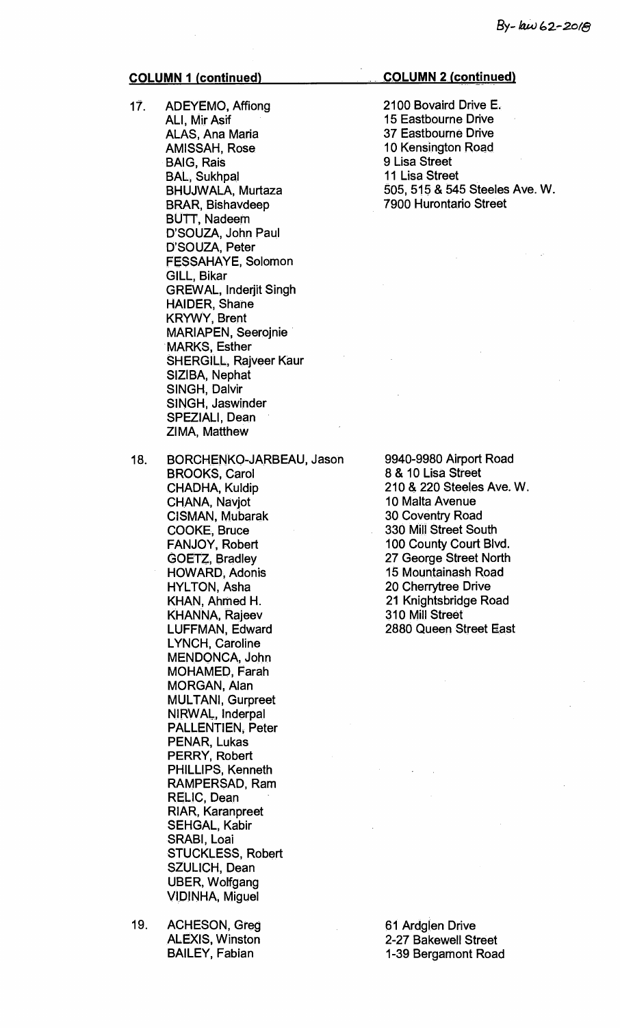| | **COLUMN 1 (continued)** | **COLUMN 2 (continued)** |
|---|---|---|
| 17. | ADEYEMO, Affiong | 2100 Bovaird Drive E. |
| | ALI, Mir Asif | 15 Eastbourne Drive |
| | ALAS, Ana Maria | 37 Eastbourne Drive |
| | AMISSAH, Rose | 10 Kensington Road |
| | BAIG, Rais | 9 Lisa Street |
| | BAL, Sukhpal | 11 Lisa Street |
| | BHUJWALA, Murtaza | 505, 515 & 545 Steeles Ave. W. |
| | BRAR, Bishavdeep | 7900 Hurontario Street |
| | BUTT, Nadeem | |
| | D'SOUZA, John Paul | |
| | D'SOUZA, Peter | |
| | FESSAHAYE, Solomon | |
| | GILL, Bikar | |
| | GREWAL, Inderjit Singh | |
| | HAIDER, Shane | |
| | KRYWY, Brent | |
| | MARIAPEN, Seerojnie | |
| | MARKS, Esther | |
| | SHERGILL, Rajveer Kaur | |
| | SIZIBA, Nephat | |
| | SINGH, Dalvir | |
| | SINGH, Jaswinder | |
| | SPEZIALI, Dean | |
| | ZIMA, Matthew | |
| 18. | BORCHENKO-JARBEAU, Jason | 9940-9980 Airport Road |
| | BROOKS, Carol | 8 & 10 Lisa Street |
| | CHADHA, Kuldip | 210 & 220 Steeles Ave. W. |
| | CHANA, Navjot | 10 Malta Avenue |
| | CISMAN, Mubarak | 30 Coventry Road |
| | COOKE, Bruce | 330 Mill Street South |
| | FANJOY, Robert | 100 County Court Blvd. |
| | GOETZ, Bradley | 27 George Street North |
| | HOWARD, Adonis | 15 Mountainash Road |
| | HYLTON, Asha | 20 Cherrytree Drive |
| | KHAN, Ahmed H. | 21 Knightsbridge Road |
| | KHANNA, Rajeev | 310 Mill Street |
| | LUFFMAN, Edward | 2880 Queen Street East |
| | LYNCH, Caroline | |
| | MENDONCA, John | |
| | MOHAMED, Farah | |
| | MORGAN, Alan | |
| | MULTANI, Gurpreet | |
| | NIRWAL, Inderpal | |
| | PALLENTIEN, Peter | |
| | PENAR, Lukas | |
| | PERRY, Robert | |
| | PHILLIPS, Kenneth | |
| | RAMPERSAD, Ram | |
| | RELIC, Dean | |
| | RIAR, Karanpreet | |
| | SEHGAL, Kabir | |
| | SRABI, Loai | |
| | STUCKLESS, Robert | |
| | SZULICH, Dean | |
| | UBER, Wolfgang | |
| | VIDINHA, Miguel | |
| 19. | ACHESON, Greg | 61 Ardglen Drive |
| | ALEXIS, Winston | 2-27 Bakewell Street |
| | BAILEY, Fabian | 1-39 Bergamont Road |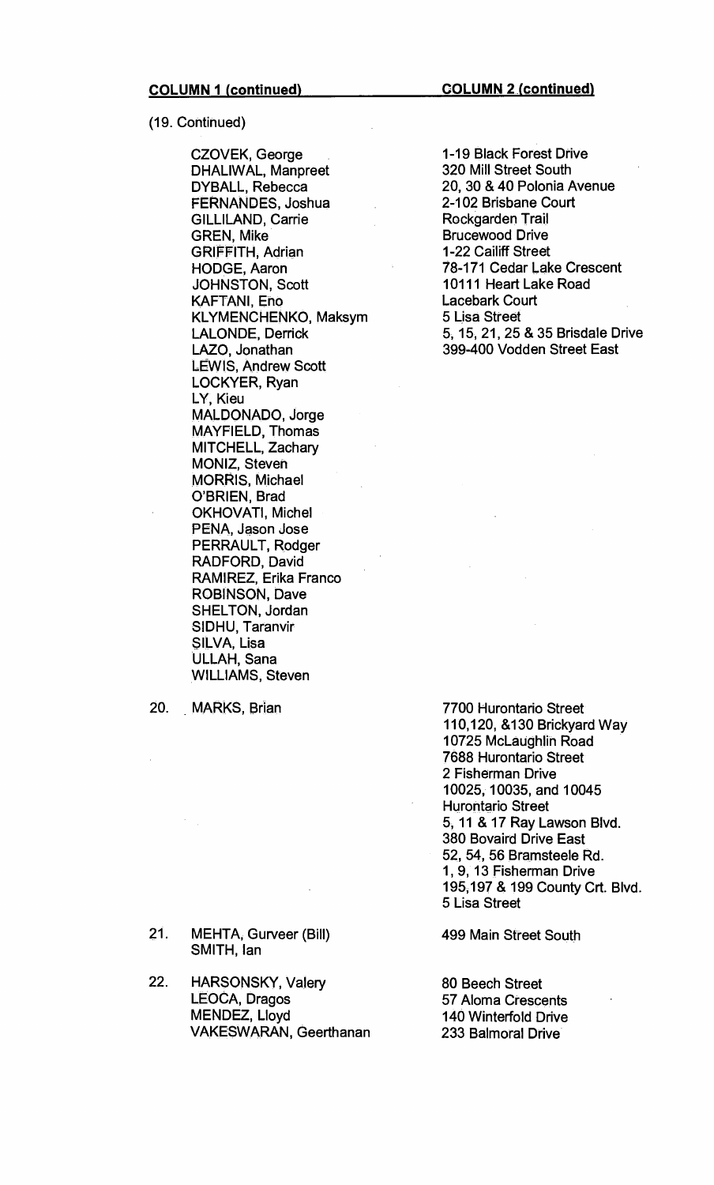| COLUMN 1 (continued) | | COLUMN 2 (continued) |
|---|---|---|
| (19. Continued) | | |
| | CZOVEK, George | 1-19 Black Forest Drive |
| | DHALIWAL, Manpreet | 320 Mill Street South |
| | DYBALL, Rebecca | 20, 30 & 40 Polonia Avenue |
| | FERNANDES, Joshua | 2-102 Brisbane Court |
| | GILLILAND, Carrie | Rockgarden Trail |
| | GREN, Mike | Brucewood Drive |
| | GRIFFITH, Adrian | 1-22 Cailiff Street |
| | HODGE, Aaron | 78-171 Cedar Lake Crescent |
| | JOHNSTON, Scott | 10111 Heart Lake Road |
| | KAFTANI, Eno | Lacebark Court |
| | KLYMENCHENKO, Maksym | 5 Lisa Street |
| | LALONDE, Derrick | 5, 15, 21, 25 & 35 Brisdale Drive |
| | LAZO, Jonathan | 399-400 Vodden Street East |
| | LEWIS, Andrew Scott | |
| | LOCKYER, Ryan | |
| | LY, Kieu | |
| | MALDONADO, Jorge | |
| | MAYFIELD, Thomas | |
| | MITCHELL, Zachary | |
| | MONIZ, Steven | |
| | MORRIS, Michael | |
| | O'BRIEN, Brad | |
| | OKHOVATI, Michel | |
| | PENA, Jason Jose | |
| | PERRAULT, Rodger | |
| | RADFORD, David | |
| | RAMIREZ, Erika Franco | |
| | ROBINSON, Dave | |
| | SHELTON, Jordan | |
| | SIDHU, Taranvir | |
| | SILVA, Lisa | |
| | ULLAH, Sana | |
| | WILLIAMS, Steven | |
| 20. | MARKS, Brian | 7700 Hurontario Street<br>110,120, &130 Brickyard Way<br>10725 McLaughlin Road<br>7688 Hurontario Street<br>2 Fisherman Drive<br>10025, 10035, and 10045 Hurontario Street<br>5, 11 & 17 Ray Lawson Blvd.<br>380 Bovaird Drive East<br>52, 54, 56 Bramsteele Rd.<br>1, 9, 13 Fisherman Drive<br>195,197 & 199 County Crt. Blvd.<br>5 Lisa Street |
| 21. | MEHTA, Gurveer (Bill)<br>SMITH, Ian | 499 Main Street South |
| 22. | HARSONSKY, Valery | 80 Beech Street |
| | LEOCA, Dragos | 57 Aloma Crescents |
| | MENDEZ, Lloyd | 140 Winterfold Drive |
| | VAKESWARAN, Geerthanan | 233 Balmoral Drive |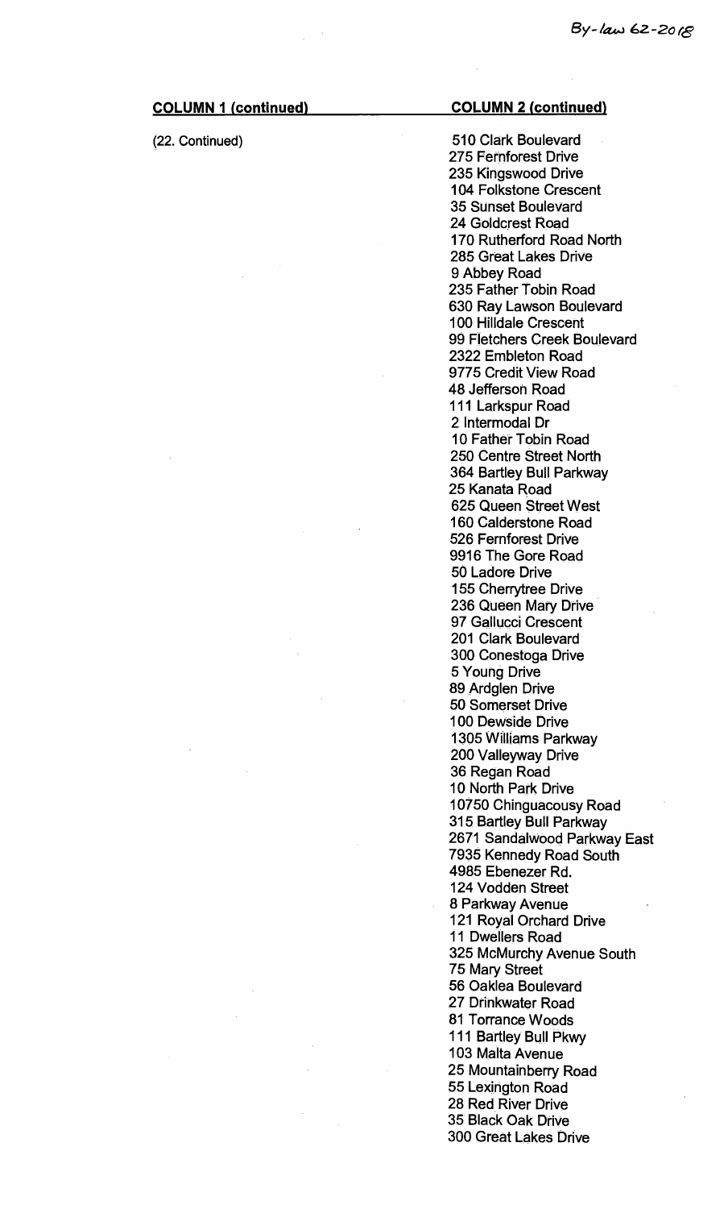| COLUMN 1 (continued) | COLUMN 2 (continued) |
|---|---|
| (22. Continued) | 510 Clark Boulevard |
| | 275 Fernforest Drive |
| | 235 Kingswood Drive |
| | 104 Folkstone Crescent |
| | 35 Sunset Boulevard |
| | 24 Goldcrest Road |
| | 170 Rutherford Road North |
| | 285 Great Lakes Drive |
| | 9 Abbey Road |
| | 235 Father Tobin Road |
| | 630 Ray Lawson Boulevard |
| | 100 Hilldale Crescent |
| | 99 Fletchers Creek Boulevard |
| | 2322 Embleton Road |
| | 9775 Credit View Road |
| | 48 Jefferson Road |
| | 111 Larkspur Road |
| | 2 Intermodal Dr |
| | 10 Father Tobin Road |
| | 250 Centre Street North |
| | 364 Bartley Bull Parkway |
| | 25 Kanata Road |
| | 625 Queen Street West |
| | 160 Calderstone Road |
| | 526 Fernforest Drive |
| | 9916 The Gore Road |
| | 50 Ladore Drive |
| | 155 Cherrytree Drive |
| | 236 Queen Mary Drive |
| | 97 Gallucci Crescent |
| | 201 Clark Boulevard |
| | 300 Conestoga Drive |
| | 5 Young Drive |
| | 89 Ardglen Drive |
| | 50 Somerset Drive |
| | 100 Dewside Drive |
| | 1305 Williams Parkway |
| | 200 Valleyway Drive |
| | 36 Regan Road |
| | 10 North Park Drive |
| | 10750 Chinguacousy Road |
| | 315 Bartley Bull Parkway |
| | 2671 Sandalwood Parkway East |
| | 7935 Kennedy Road South |
| | 4985 Ebenezer Rd. |
| | 124 Vodden Street |
| | 8 Parkway Avenue |
| | 121 Royal Orchard Drive |
| | 11 Dwellers Road |
| | 325 McMurchy Avenue South |
| | 75 Mary Street |
| | 56 Oaklea Boulevard |
| | 27 Drinkwater Road |
| | 81 Torrance Woods |
| | 111 Bartley Bull Pkwy |
| | 103 Malta Avenue |
| | 25 Mountainberry Road |
| | 55 Lexington Road |
| | 28 Red River Drive |
| | 35 Black Oak Drive |
| | 300 Great Lakes Drive |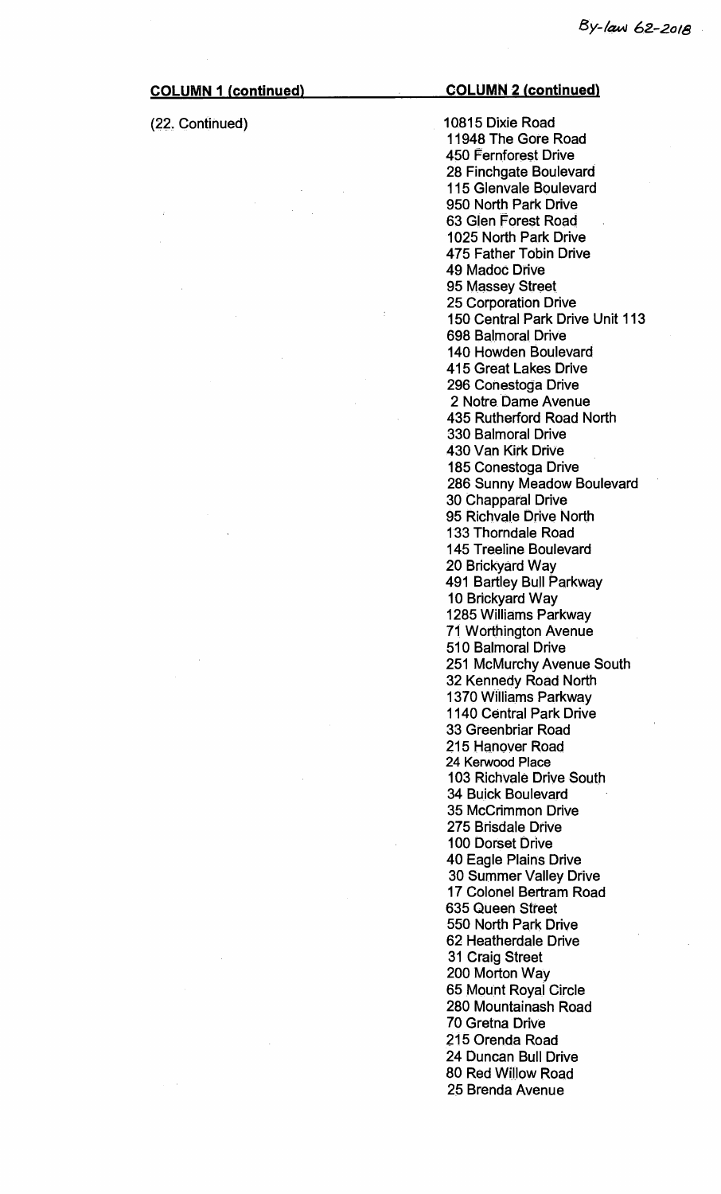| COLUMN 1 (continued) | COLUMN 2 (continued) |
|---|---|
| (22. Continued) | 10815 Dixie Road |
| | 11948 The Gore Road |
| | 450 Fernforest Drive |
| | 28 Finchgate Boulevard |
| | 115 Glenvale Boulevard |
| | 950 North Park Drive |
| | 63 Glen Forest Road |
| | 1025 North Park Drive |
| | 475 Father Tobin Drive |
| | 49 Madoc Drive |
| | 95 Massey Street |
| | 25 Corporation Drive |
| | 150 Central Park Drive Unit 113 |
| | 698 Balmoral Drive |
| | 140 Howden Boulevard |
| | 415 Great Lakes Drive |
| | 296 Conestoga Drive |
| | 2 Notre Dame Avenue |
| | 435 Rutherford Road North |
| | 330 Balmoral Drive |
| | 430 Van Kirk Drive |
| | 185 Conestoga Drive |
| | 286 Sunny Meadow Boulevard |
| | 30 Chapparal Drive |
| | 95 Richvale Drive North |
| | 133 Thorndale Road |
| | 145 Treeline Boulevard |
| | 20 Brickyard Way |
| | 491 Bartley Bull Parkway |
| | 10 Brickyard Way |
| | 1285 Williams Parkway |
| | 71 Worthington Avenue |
| | 510 Balmoral Drive |
| | 251 McMurchy Avenue South |
| | 32 Kennedy Road North |
| | 1370 Williams Parkway |
| | 1140 Central Park Drive |
| | 33 Greenbriar Road |
| | 215 Hanover Road |
| | 24 Kerwood Place |
| | 103 Richvale Drive South |
| | 34 Buick Boulevard |
| | 35 McCrimmon Drive |
| | 275 Brisdale Drive |
| | 100 Dorset Drive |
| | 40 Eagle Plains Drive |
| | 30 Summer Valley Drive |
| | 17 Colonel Bertram Road |
| | 635 Queen Street |
| | 550 North Park Drive |
| | 62 Heatherdale Drive |
| | 31 Craig Street |
| | 200 Morton Way |
| | 65 Mount Royal Circle |
| | 280 Mountainash Road |
| | 70 Gretna Drive |
| | 215 Orenda Road |
| | 24 Duncan Bull Drive |
| | 80 Red Willow Road |
| | 25 Brenda Avenue |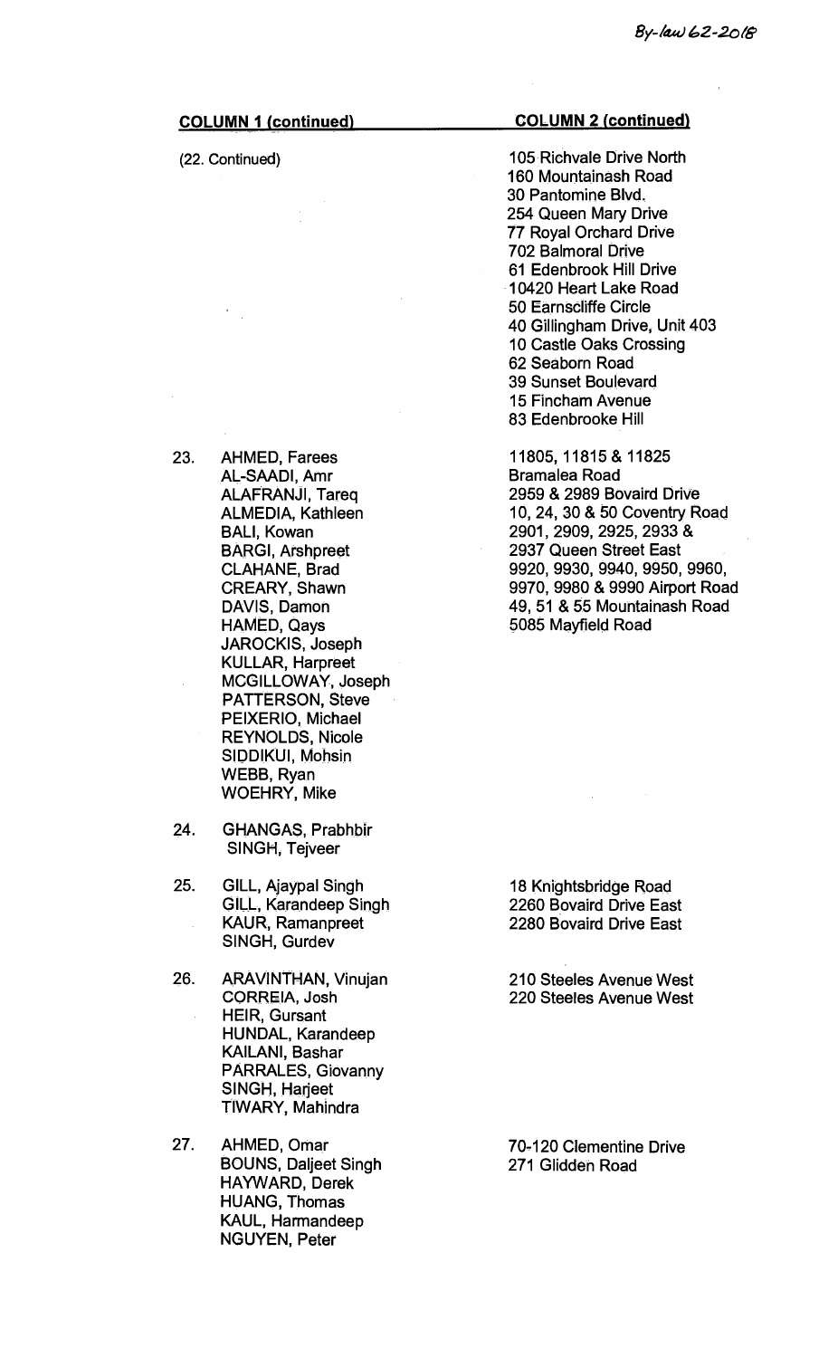| COLUMN 1 (continued) | COLUMN 2 (continued) |
|---|---|
| (22. Continued) | 105 Richvale Drive North<br>160 Mountainash Road<br>30 Pantomine Blvd.<br>254 Queen Mary Drive<br>77 Royal Orchard Drive<br>702 Balmoral Drive<br>61 Edenbrook Hill Drive<br>10420 Heart Lake Road<br>50 Earnscliffe Circle<br>40 Gillingham Drive, Unit 403<br>10 Castle Oaks Crossing<br>62 Seaborn Road<br>39 Sunset Boulevard<br>15 Fincham Avenue<br>83 Edenbrooke Hill |
| 23. AHMED, Farees<br>AL-SAADI, Amr<br>ALAFRANJI, Tareq<br>ALMEDIA, Kathleen<br>BALI, Kowan<br>BARGI, Arshpreet<br>CLAHANE, Brad<br>CREARY, Shawn<br>DAVIS, Damon<br>HAMED, Qays<br>JAROCKIS, Joseph<br>KULLAR, Harpreet<br>MCGILLOWAY, Joseph<br>PATTERSON, Steve<br>PEIXERIO, Michael<br>REYNOLDS, Nicole<br>SIDDIKUI, Mohsin<br>WEBB, Ryan<br>WOEHRY, Mike | 11805, 11815 & 11825<br>Bramalea Road<br>2959 & 2989 Bovaird Drive<br>10, 24, 30 & 50 Coventry Road<br>2901, 2909, 2925, 2933 &<br>2937 Queen Street East<br>9920, 9930, 9940, 9950, 9960,<br>9970, 9980 & 9990 Airport Road<br>49, 51 & 55 Mountainash Road<br>5085 Mayfield Road |
| 24. GHANGAS, Prabhbir<br>SINGH, Tejveer | |
| 25. GILL, Ajaypal Singh<br>GILL, Karandeep Singh<br>KAUR, Ramanpreet<br>SINGH, Gurdev | 18 Knightsbridge Road<br>2260 Bovaird Drive East<br>2280 Bovaird Drive East |
| 26. ARAVINTHAN, Vinujan<br>CORREIA, Josh<br>HEIR, Gursant<br>HUNDAL, Karandeep<br>KAILANI, Bashar<br>PARRALES, Giovanny<br>SINGH, Harjeet<br>TIWARY, Mahindra | 210 Steeles Avenue West<br>220 Steeles Avenue West |
| 27. AHMED, Omar<br>BOUNS, Daljeet Singh<br>HAYWARD, Derek<br>HUANG, Thomas<br>KAUL, Harmandeep<br>NGUYEN, Peter | 70-120 Clementine Drive<br>271 Glidden Road |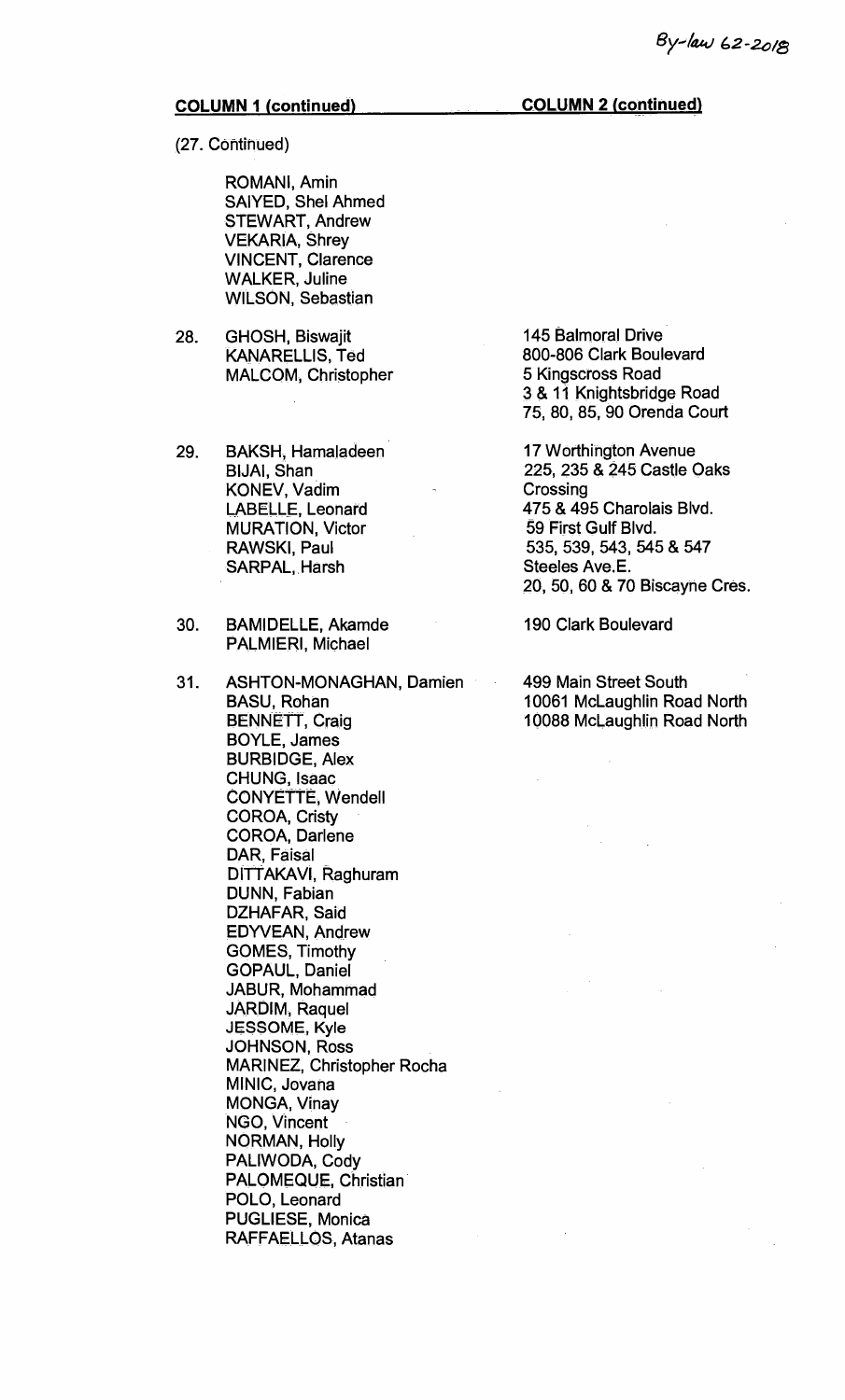By-law 62-2018

| COLUMN 1 (continued) | COLUMN 2 (continued) |
| --- | --- |
| (27. Continued)<br><br>ROMANI, Amin<br>SAIYED, Shel Ahmed<br>STEWART, Andrew<br>VEKARIA, Shrey<br>VINCENT, Clarence<br>WALKER, Juline<br>WILSON, Sebastian | |
| 28. GHOSH, Biswajit<br>KANARELLIS, Ted<br>MALCOM, Christopher | 145 Balmoral Drive<br>800-806 Clark Boulevard<br>5 Kingscross Road<br>3 & 11 Knightsbridge Road<br>75, 80, 85, 90 Orenda Court |
| 29. BAKSH, Hamaladeen<br>BIJAI, Shan<br>KONEV, Vadim<br>LABELLE, Leonard<br>MURATION, Victor<br>RAWSKI, Paul<br>SARPAL, Harsh | 17 Worthington Avenue<br>225, 235 & 245 Castle Oaks Crossing<br>475 & 495 Charolais Blvd.<br>59 First Gulf Blvd.<br>535, 539, 543, 545 & 547 Steeles Ave.E.<br>20, 50, 60 & 70 Biscayne Cres. |
| 30. BAMIDELLE, Akamde<br>PALMIERI, Michael | 190 Clark Boulevard |
| 31. ASHTON-MONAGHAN, Damien<br>BASU, Rohan<br>BENNETT, Craig<br>BOYLE, James<br>BURBIDGE, Alex<br>CHUNG, Isaac<br>CONYETTE, Wendell<br>COROA, Cristy<br>COROA, Darlene<br>DAR, Faisal<br>DITTAKAVI, Raghuram<br>DUNN, Fabian<br>DZHAFAR, Said<br>EDYVEAN, Andrew<br>GOMES, Timothy<br>GOPAUL, Daniel<br>JABUR, Mohammad<br>JARDIM, Raquel<br>JESSOME, Kyle<br>JOHNSON, Ross<br>MARINEZ, Christopher Rocha<br>MINIC, Jovana<br>MONGA, Vinay<br>NGO, Vincent<br>NORMAN, Holly<br>PALIWODA, Cody<br>PALOMEQUE, Christian<br>POLO, Leonard<br>PUGLIESE, Monica<br>RAFFAELLOS, Atanas | 499 Main Street South<br>10061 McLaughlin Road North<br>10088 McLaughlin Road North |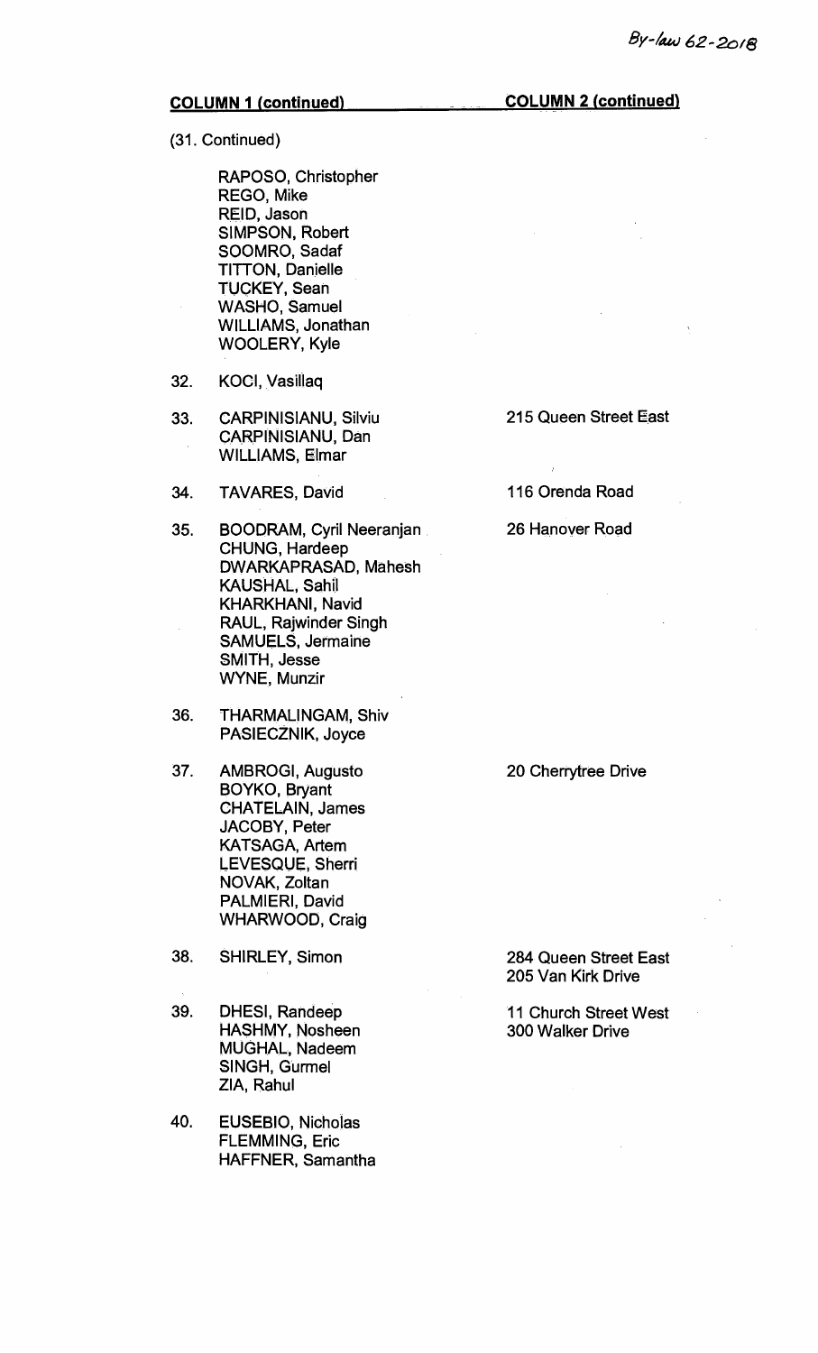By-law 62-2018

| COLUMN 1 (continued) | COLUMN 2 (continued) |
|---|---|
| (31. Continued) | |
| RAPOSO, Christopher<br>REGO, Mike<br>REID, Jason<br>SIMPSON, Robert<br>SOOMRO, Sadaf<br>TITTON, Danielle<br>TUCKEY, Sean<br>WASHO, Samuel<br>WILLIAMS, Jonathan<br>WOOLERY, Kyle | |
| 32. KOCI, Vasillaq | |
| 33. CARPINISIANU, Silviu<br>CARPINISIANU, Dan<br>WILLIAMS, Elmar | 215 Queen Street East |
| 34. TAVARES, David | 116 Orenda Road |
| 35. BOODRAM, Cyril Neeranjan<br>CHUNG, Hardeep<br>DWARKAPRASAD, Mahesh<br>KAUSHAL, Sahil<br>KHARKHANI, Navid<br>RAUL, Rajwinder Singh<br>SAMUELS, Jermaine<br>SMITH, Jesse<br>WYNE, Munzir | 26 Hanover Road |
| 36. THARMALINGAM, Shiv<br>PASIECZNIK, Joyce | |
| 37. AMBROGI, Augusto<br>BOYKO, Bryant<br>CHATELAIN, James<br>JACOBY, Peter<br>KATSAGA, Artem<br>LEVESQUE, Sherri<br>NOVAK, Zoltan<br>PALMIERI, David<br>WHARWOOD, Craig | 20 Cherrytree Drive |
| 38. SHIRLEY, Simon | 284 Queen Street East<br>205 Van Kirk Drive |
| 39. DHESI, Randeep<br>HASHMY, Nosheen<br>MUGHAL, Nadeem<br>SINGH, Gurmel<br>ZIA, Rahul | 11 Church Street West<br>300 Walker Drive |
| 40. EUSEBIO, Nicholas<br>FLEMMING, Eric<br>HAFFNER, Samantha | |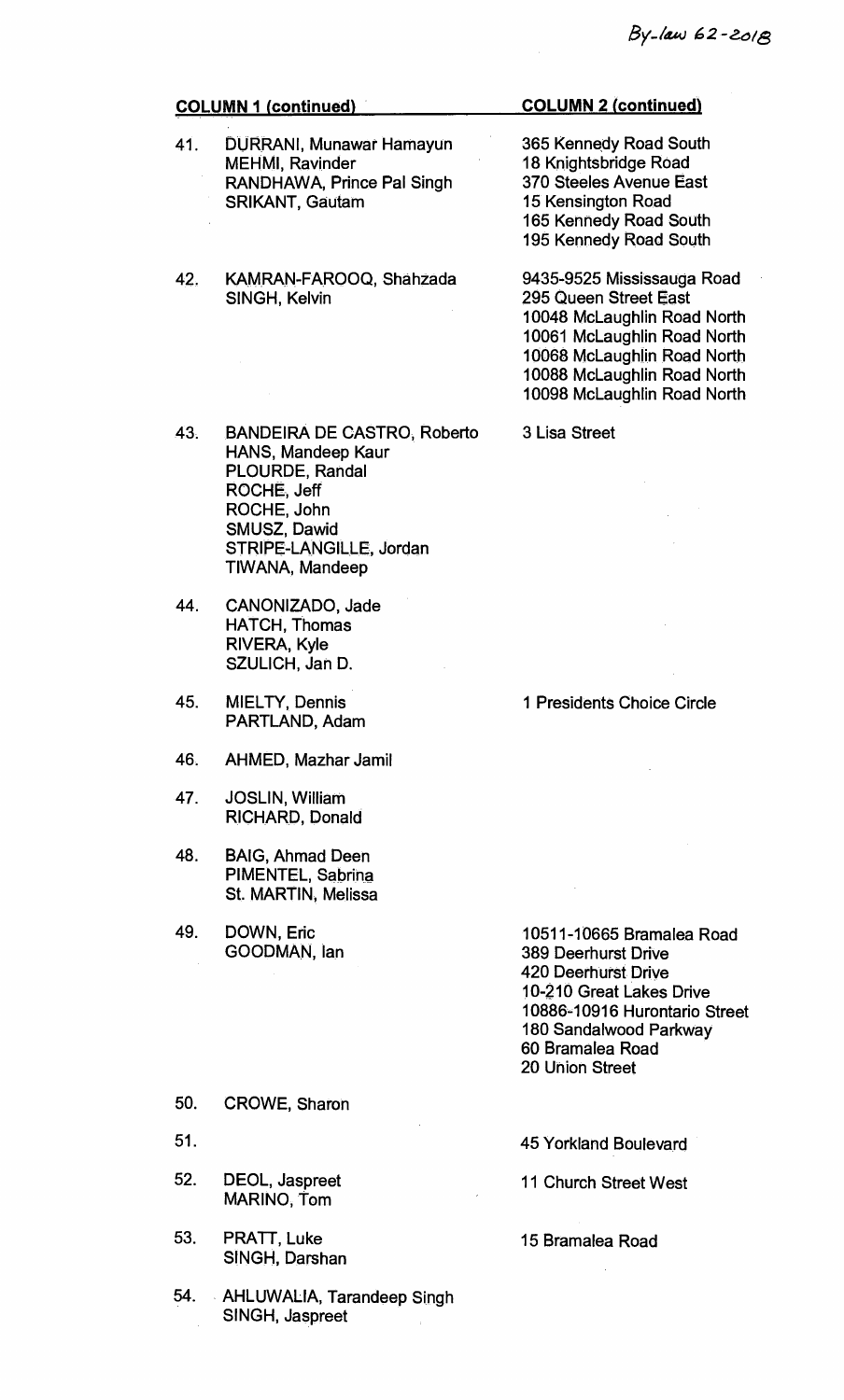By-law 62-2018

| COLUMN 1 (continued) | | COLUMN 2 (continued) |
|---|---|---|
| 41. | DURRANI, Munawar Hamayun<br>MEHMI, Ravinder<br>RANDHAWA, Prince Pal Singh<br>SRIKANT, Gautam | 365 Kennedy Road South<br>18 Knightsbridge Road<br>370 Steeles Avenue East<br>15 Kensington Road<br>165 Kennedy Road South<br>195 Kennedy Road South |
| 42. | KAMRAN-FAROOQ, Shahzada<br>SINGH, Kelvin | 9435-9525 Mississauga Road<br>295 Queen Street East<br>10048 McLaughlin Road North<br>10061 McLaughlin Road North<br>10068 McLaughlin Road North<br>10088 McLaughlin Road North<br>10098 McLaughlin Road North |
| 43. | BANDEIRA DE CASTRO, Roberto<br>HANS, Mandeep Kaur<br>PLOURDE, Randal<br>ROCHE, Jeff<br>ROCHE, John<br>SMUSZ, Dawid<br>STRIPE-LANGILLE, Jordan<br>TIWANA, Mandeep | 3 Lisa Street |
| 44. | CANONIZADO, Jade<br>HATCH, Thomas<br>RIVERA, Kyle<br>SZULICH, Jan D. | |
| 45. | MIELTY, Dennis<br>PARTLAND, Adam | 1 Presidents Choice Circle |
| 46. | AHMED, Mazhar Jamil | |
| 47. | JOSLIN, William<br>RICHARD, Donald | |
| 48. | BAIG, Ahmad Deen<br>PIMENTEL, Sabrina<br>St. MARTIN, Melissa | |
| 49. | DOWN, Eric<br>GOODMAN, Ian | 10511-10665 Bramalea Road<br>389 Deerhurst Drive<br>420 Deerhurst Drive<br>10-210 Great Lakes Drive<br>10886-10916 Hurontario Street<br>180 Sandalwood Parkway<br>60 Bramalea Road<br>20 Union Street |
| 50. | CROWE, Sharon | |
| 51. | | 45 Yorkland Boulevard |
| 52. | DEOL, Jaspreet<br>MARINO, Tom | 11 Church Street West |
| 53. | PRATT, Luke<br>SINGH, Darshan | 15 Bramalea Road |
| 54. | AHLUWALIA, Tarandeep Singh<br>SINGH, Jaspreet | |